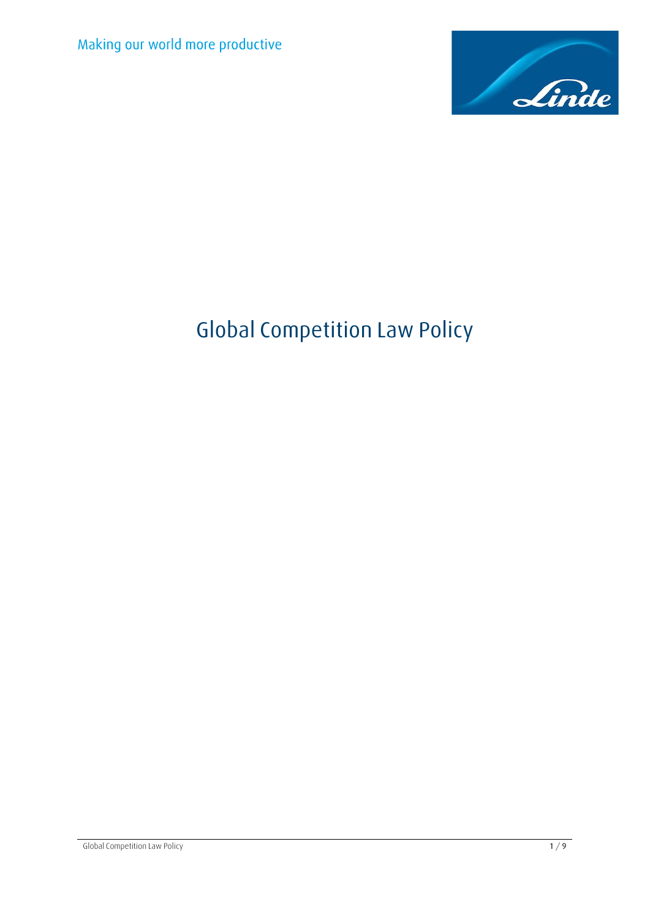Making our world more productive

# Global Competition Law Policy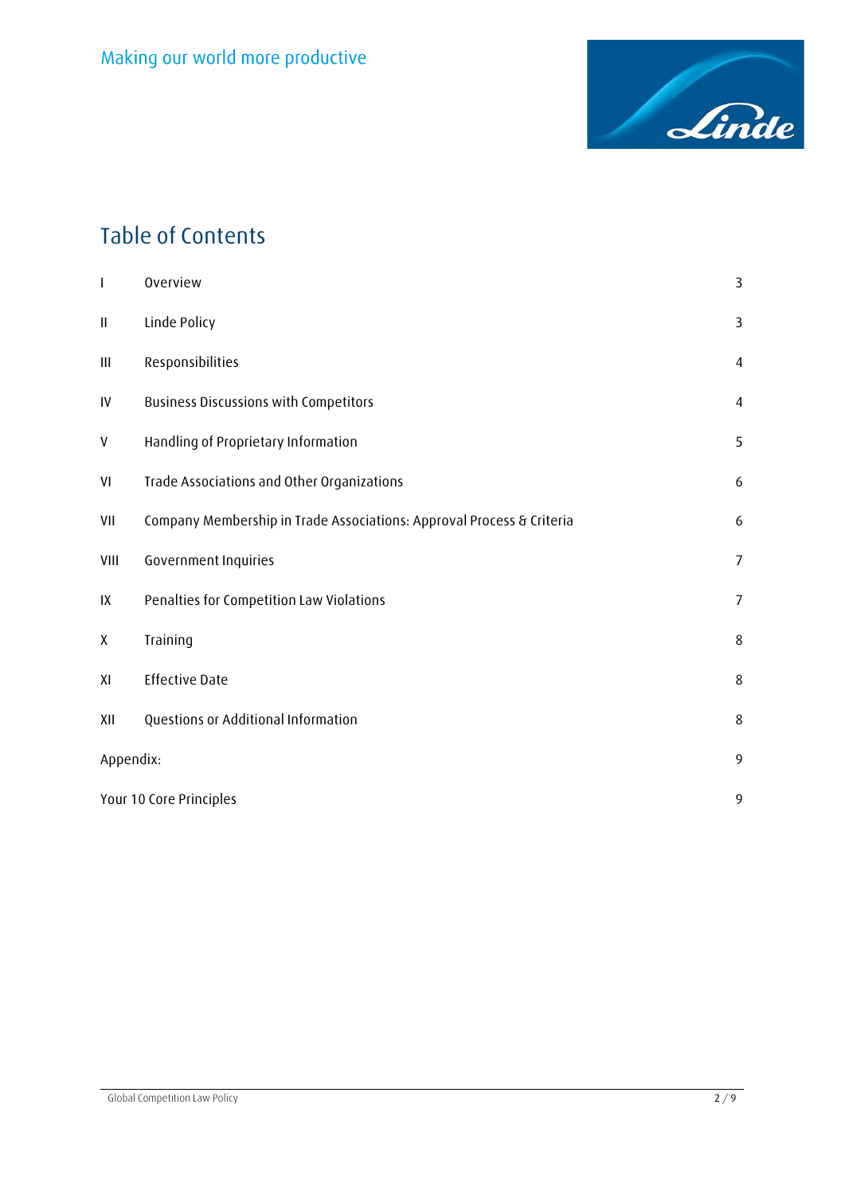# Table of Contents

| | | |
|---|---|---|
| I | Overview | 3 |
| II | Linde Policy | 3 |
| III | Responsibilities | 4 |
| IV | Business Discussions with Competitors | 4 |
| V | Handling of Proprietary Information | 5 |
| VI | Trade Associations and Other Organizations | 6 |
| VII | Company Membership in Trade Associations: Approval Process & Criteria | 6 |
| VIII | Government Inquiries | 7 |
| IX | Penalties for Competition Law Violations | 7 |
| X | Training | 8 |
| XI | Effective Date | 8 |
| XII | Questions or Additional Information | 8 |
| Appendix: | | 9 |
| Your 10 Core Principles | | 9 |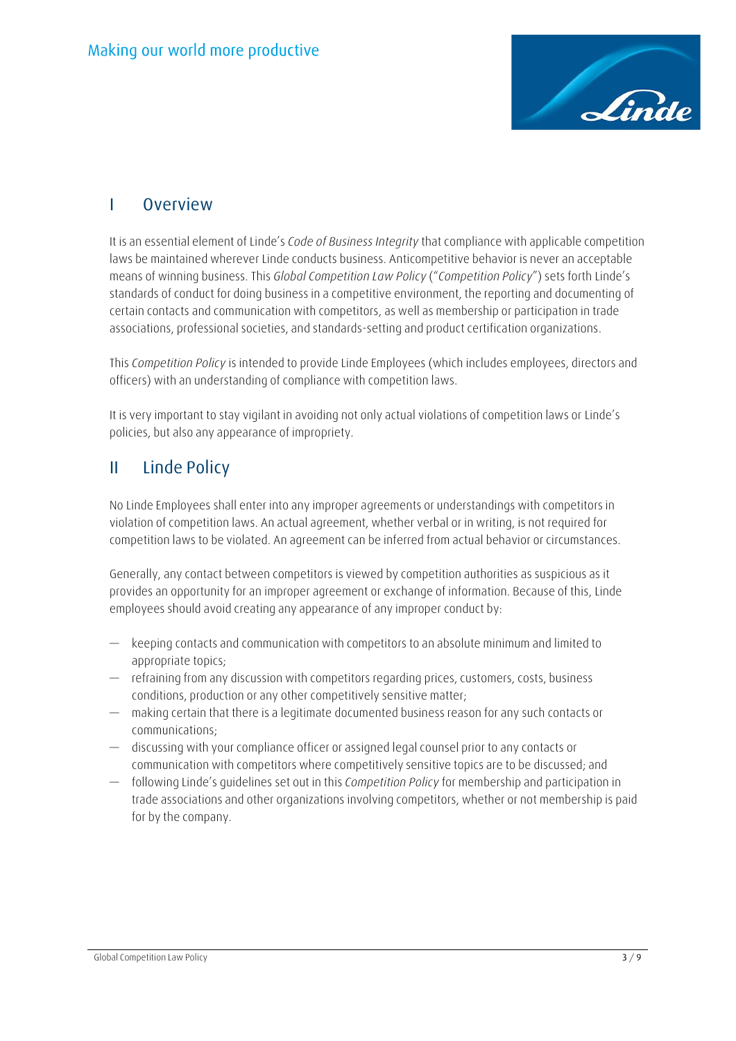## I Overview

It is an essential element of Linde's *Code of Business Integrity* that compliance with applicable competition laws be maintained wherever Linde conducts business. Anticompetitive behavior is never an acceptable means of winning business. This *Global Competition Law Policy* ("*Competition Policy*") sets forth Linde's standards of conduct for doing business in a competitive environment, the reporting and documenting of certain contacts and communication with competitors, as well as membership or participation in trade associations, professional societies, and standards-setting and product certification organizations.

This *Competition Policy* is intended to provide Linde Employees (which includes employees, directors and officers) with an understanding of compliance with competition laws.

It is very important to stay vigilant in avoiding not only actual violations of competition laws or Linde's policies, but also any appearance of impropriety.

## II Linde Policy

No Linde Employees shall enter into any improper agreements or understandings with competitors in violation of competition laws. An actual agreement, whether verbal or in writing, is not required for competition laws to be violated. An agreement can be inferred from actual behavior or circumstances.

Generally, any contact between competitors is viewed by competition authorities as suspicious as it provides an opportunity for an improper agreement or exchange of information. Because of this, Linde employees should avoid creating any appearance of any improper conduct by:

- keeping contacts and communication with competitors to an absolute minimum and limited to appropriate topics;
- refraining from any discussion with competitors regarding prices, customers, costs, business conditions, production or any other competitively sensitive matter;
- making certain that there is a legitimate documented business reason for any such contacts or communications;
- discussing with your compliance officer or assigned legal counsel prior to any contacts or communication with competitors where competitively sensitive topics are to be discussed; and
- following Linde's guidelines set out in this *Competition Policy* for membership and participation in trade associations and other organizations involving competitors, whether or not membership is paid for by the company.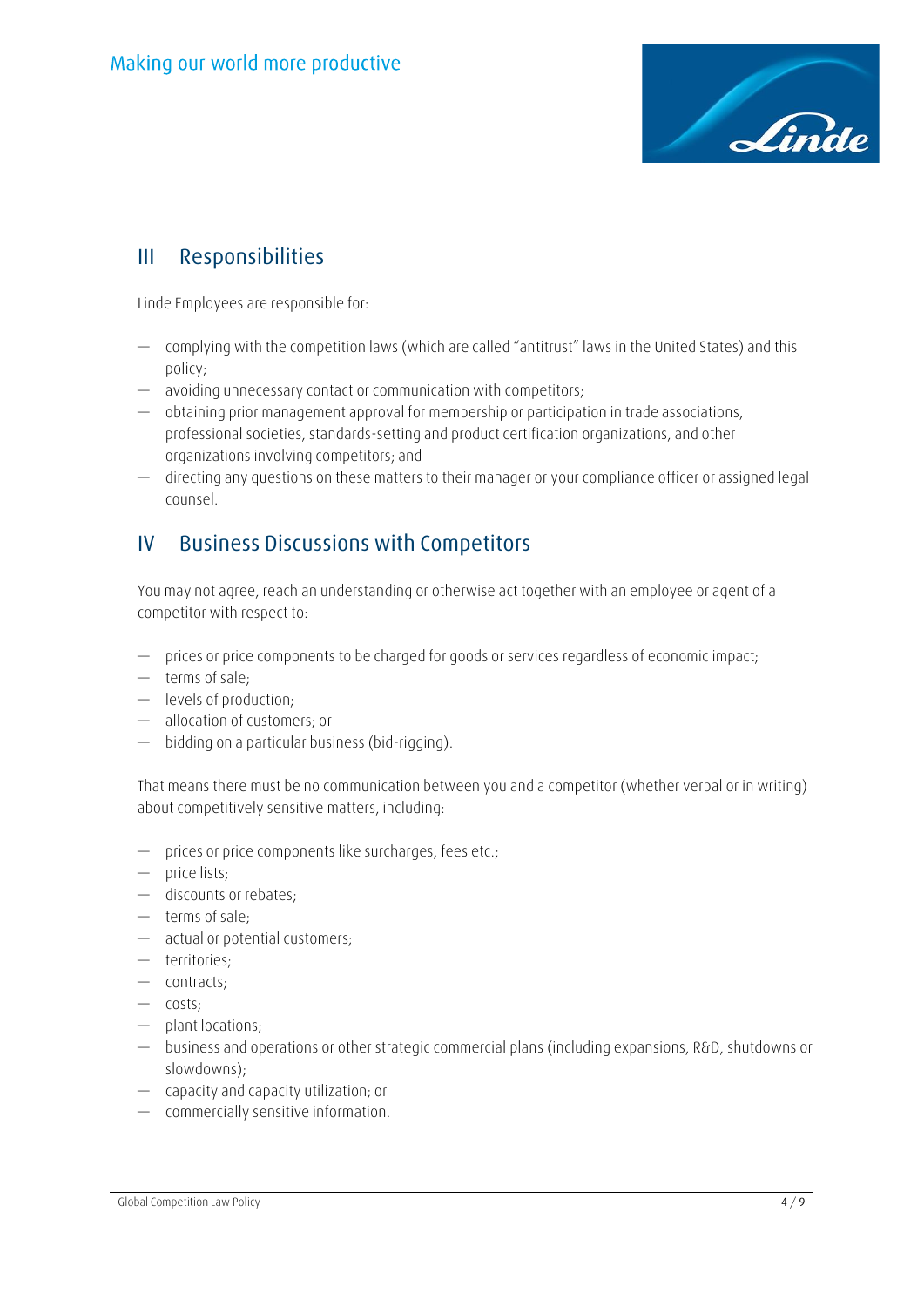## III Responsibilities

Linde Employees are responsible for:

- complying with the competition laws (which are called "antitrust" laws in the United States) and this policy;
- avoiding unnecessary contact or communication with competitors;
- obtaining prior management approval for membership or participation in trade associations, professional societies, standards-setting and product certification organizations, and other organizations involving competitors; and
- directing any questions on these matters to their manager or your compliance officer or assigned legal counsel.

## IV Business Discussions with Competitors

You may not agree, reach an understanding or otherwise act together with an employee or agent of a competitor with respect to:

- prices or price components to be charged for goods or services regardless of economic impact;
- terms of sale;
- levels of production;
- allocation of customers; or
- bidding on a particular business (bid-rigging).

That means there must be no communication between you and a competitor (whether verbal or in writing) about competitively sensitive matters, including:

- prices or price components like surcharges, fees etc.;
- price lists;
- discounts or rebates;
- terms of sale;
- actual or potential customers;
- territories;
- contracts;
- costs;
- plant locations;
- business and operations or other strategic commercial plans (including expansions, R&D, shutdowns or slowdowns);
- capacity and capacity utilization; or
- commercially sensitive information.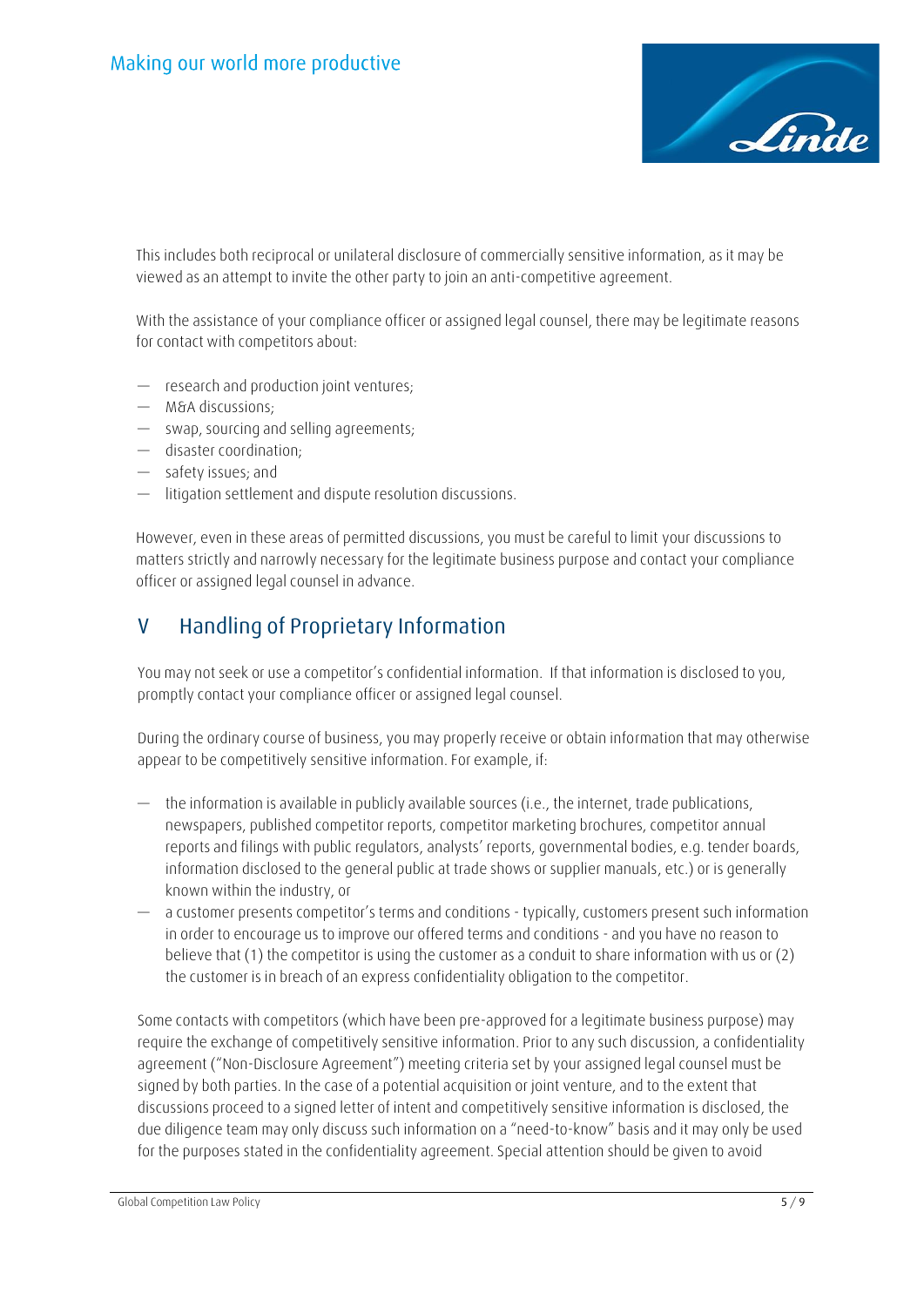This includes both reciprocal or unilateral disclosure of commercially sensitive information, as it may be viewed as an attempt to invite the other party to join an anti-competitive agreement.

With the assistance of your compliance officer or assigned legal counsel, there may be legitimate reasons for contact with competitors about:

- research and production joint ventures;
- M&A discussions;
- swap, sourcing and selling agreements;
- disaster coordination;
- safety issues; and
- litigation settlement and dispute resolution discussions.

However, even in these areas of permitted discussions, you must be careful to limit your discussions to matters strictly and narrowly necessary for the legitimate business purpose and contact your compliance officer or assigned legal counsel in advance.

## V Handling of Proprietary Information

You may not seek or use a competitor's confidential information. If that information is disclosed to you, promptly contact your compliance officer or assigned legal counsel.

During the ordinary course of business, you may properly receive or obtain information that may otherwise appear to be competitively sensitive information. For example, if:

- the information is available in publicly available sources (i.e., the internet, trade publications, newspapers, published competitor reports, competitor marketing brochures, competitor annual reports and filings with public regulators, analysts' reports, governmental bodies, e.g. tender boards, information disclosed to the general public at trade shows or supplier manuals, etc.) or is generally known within the industry, or
- a customer presents competitor's terms and conditions - typically, customers present such information in order to encourage us to improve our offered terms and conditions - and you have no reason to believe that (1) the competitor is using the customer as a conduit to share information with us or (2) the customer is in breach of an express confidentiality obligation to the competitor.

Some contacts with competitors (which have been pre-approved for a legitimate business purpose) may require the exchange of competitively sensitive information. Prior to any such discussion, a confidentiality agreement ("Non-Disclosure Agreement") meeting criteria set by your assigned legal counsel must be signed by both parties. In the case of a potential acquisition or joint venture, and to the extent that discussions proceed to a signed letter of intent and competitively sensitive information is disclosed, the due diligence team may only discuss such information on a "need-to-know" basis and it may only be used for the purposes stated in the confidentiality agreement. Special attention should be given to avoid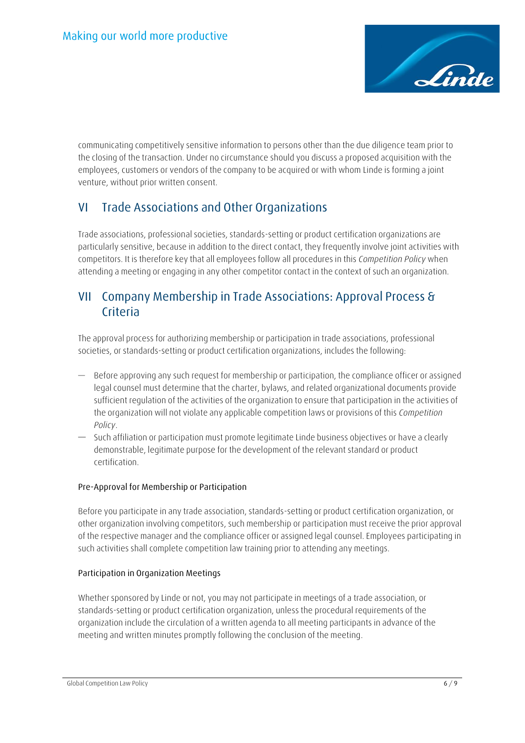communicating competitively sensitive information to persons other than the due diligence team prior to the closing of the transaction. Under no circumstance should you discuss a proposed acquisition with the employees, customers or vendors of the company to be acquired or with whom Linde is forming a joint venture, without prior written consent.

## VI Trade Associations and Other Organizations

Trade associations, professional societies, standards-setting or product certification organizations are particularly sensitive, because in addition to the direct contact, they frequently involve joint activities with competitors. It is therefore key that all employees follow all procedures in this *Competition Policy* when attending a meeting or engaging in any other competitor contact in the context of such an organization.

## VII Company Membership in Trade Associations: Approval Process & Criteria

The approval process for authorizing membership or participation in trade associations, professional societies, or standards-setting or product certification organizations, includes the following:

- Before approving any such request for membership or participation, the compliance officer or assigned legal counsel must determine that the charter, bylaws, and related organizational documents provide sufficient regulation of the activities of the organization to ensure that participation in the activities of the organization will not violate any applicable competition laws or provisions of this *Competition Policy*.
- Such affiliation or participation must promote legitimate Linde business objectives or have a clearly demonstrable, legitimate purpose for the development of the relevant standard or product certification.

### Pre-Approval for Membership or Participation

Before you participate in any trade association, standards-setting or product certification organization, or other organization involving competitors, such membership or participation must receive the prior approval of the respective manager and the compliance officer or assigned legal counsel. Employees participating in such activities shall complete competition law training prior to attending any meetings.

### Participation in Organization Meetings

Whether sponsored by Linde or not, you may not participate in meetings of a trade association, or standards-setting or product certification organization, unless the procedural requirements of the organization include the circulation of a written agenda to all meeting participants in advance of the meeting and written minutes promptly following the conclusion of the meeting.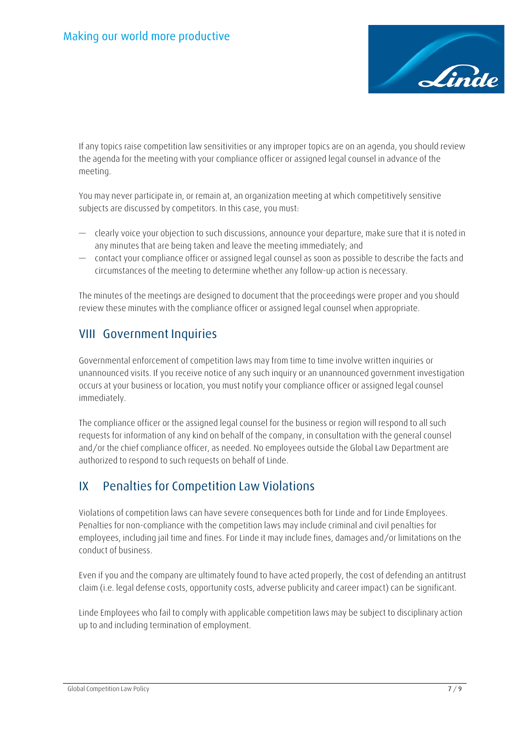If any topics raise competition law sensitivities or any improper topics are on an agenda, you should review the agenda for the meeting with your compliance officer or assigned legal counsel in advance of the meeting.

You may never participate in, or remain at, an organization meeting at which competitively sensitive subjects are discussed by competitors. In this case, you must:

- clearly voice your objection to such discussions, announce your departure, make sure that it is noted in any minutes that are being taken and leave the meeting immediately; and
- contact your compliance officer or assigned legal counsel as soon as possible to describe the facts and circumstances of the meeting to determine whether any follow-up action is necessary.

The minutes of the meetings are designed to document that the proceedings were proper and you should review these minutes with the compliance officer or assigned legal counsel when appropriate.

## VIII Government Inquiries

Governmental enforcement of competition laws may from time to time involve written inquiries or unannounced visits. If you receive notice of any such inquiry or an unannounced government investigation occurs at your business or location, you must notify your compliance officer or assigned legal counsel immediately.

The compliance officer or the assigned legal counsel for the business or region will respond to all such requests for information of any kind on behalf of the company, in consultation with the general counsel and/or the chief compliance officer, as needed. No employees outside the Global Law Department are authorized to respond to such requests on behalf of Linde.

## IX Penalties for Competition Law Violations

Violations of competition laws can have severe consequences both for Linde and for Linde Employees. Penalties for non-compliance with the competition laws may include criminal and civil penalties for employees, including jail time and fines. For Linde it may include fines, damages and/or limitations on the conduct of business.

Even if you and the company are ultimately found to have acted properly, the cost of defending an antitrust claim (i.e. legal defense costs, opportunity costs, adverse publicity and career impact) can be significant.

Linde Employees who fail to comply with applicable competition laws may be subject to disciplinary action up to and including termination of employment.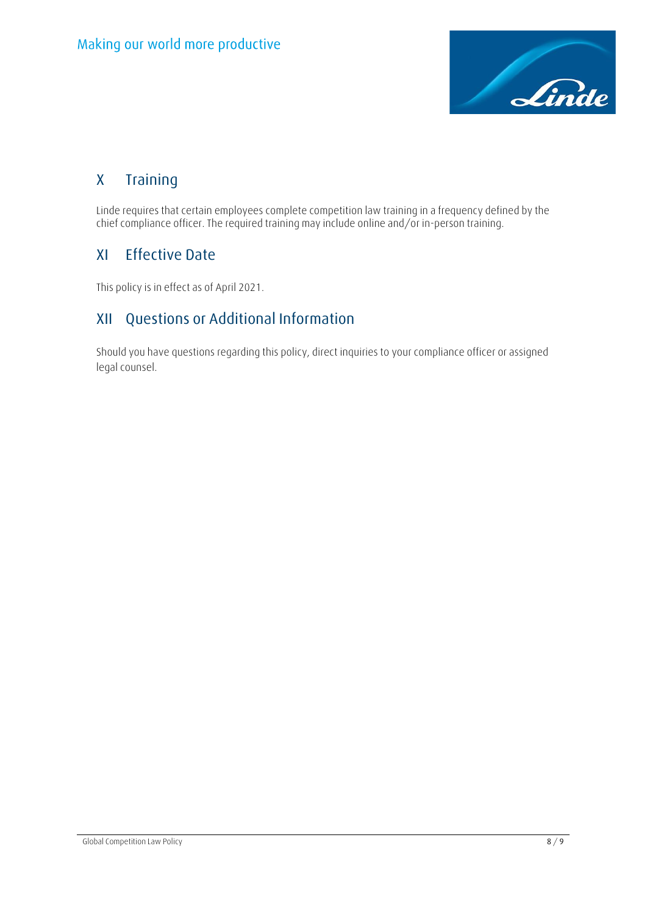## X Training

Linde requires that certain employees complete competition law training in a frequency defined by the chief compliance officer. The required training may include online and/or in-person training.

## XI Effective Date

This policy is in effect as of April 2021.

## XII Questions or Additional Information

Should you have questions regarding this policy, direct inquiries to your compliance officer or assigned legal counsel.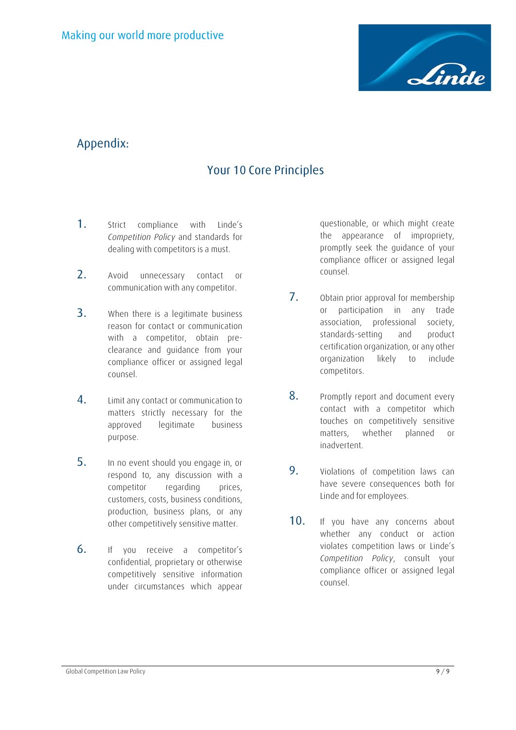## Appendix:

### Your 10 Core Principles

1. Strict compliance with Linde's *Competition Policy* and standards for dealing with competitors is a must.

2. Avoid unnecessary contact or communication with any competitor.

3. When there is a legitimate business reason for contact or communication with a competitor, obtain pre-clearance and guidance from your compliance officer or assigned legal counsel.

4. Limit any contact or communication to matters strictly necessary for the approved legitimate business purpose.

5. In no event should you engage in, or respond to, any discussion with a competitor regarding prices, customers, costs, business conditions, production, business plans, or any other competitively sensitive matter.

6. If you receive a competitor's confidential, proprietary or otherwise competitively sensitive information under circumstances which appear questionable, or which might create the appearance of impropriety, promptly seek the guidance of your compliance officer or assigned legal counsel.

7. Obtain prior approval for membership or participation in any trade association, professional society, standards-setting and product certification organization, or any other organization likely to include competitors.

8. Promptly report and document every contact with a competitor which touches on competitively sensitive matters, whether planned or inadvertent.

9. Violations of competition laws can have severe consequences both for Linde and for employees.

10. If you have any concerns about whether any conduct or action violates competition laws or Linde's *Competition Policy*, consult your compliance officer or assigned legal counsel.